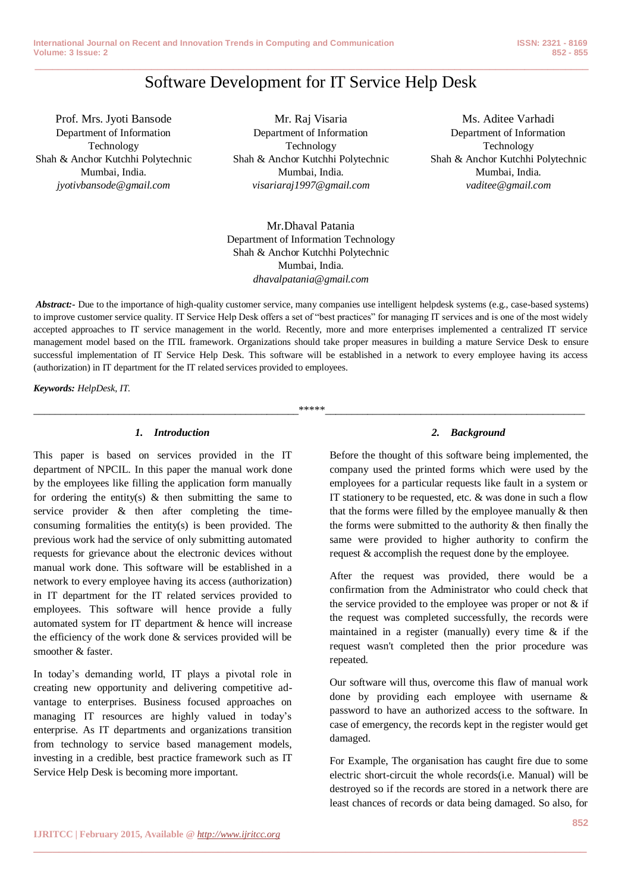# Software Development for IT Service Help Desk

Prof. Mrs. Jyoti Bansode
Department of Information Technology
Shah & Anchor Kutchhi Polytechnic
Mumbai, India.
*jyotivbansode@gmail.com*

Mr. Raj Visaria
Department of Information Technology
Shah & Anchor Kutchhi Polytechnic
Mumbai, India.
*visariaraj1997@gmail.com*

Ms. Aditee Varhadi
Department of Information Technology
Shah & Anchor Kutchhi Polytechnic
Mumbai, India.
*vaditee@gmail.com*

Mr.Dhaval Patania
Department of Information Technology
Shah & Anchor Kutchhi Polytechnic
Mumbai, India.
*dhavalpatania@gmail.com*

***Abstract:-*** Due to the importance of high-quality customer service, many companies use intelligent helpdesk systems (e.g., case-based systems) to improve customer service quality. IT Service Help Desk offers a set of "best practices" for managing IT services and is one of the most widely accepted approaches to IT service management in the world. Recently, more and more enterprises implemented a centralized IT service management model based on the ITIL framework. Organizations should take proper measures in building a mature Service Desk to ensure successful implementation of IT Service Help Desk. This software will be established in a network to every employee having its access (authorization) in IT department for the IT related services provided to employees.

***Keywords:*** *HelpDesk, IT.*

\*\*\*\*\*

## 1. Introduction

This paper is based on services provided in the IT department of NPCIL. In this paper the manual work done by the employees like filling the application form manually for ordering the entity(s) & then submitting the same to service provider & then after completing the time-consuming formalities the entity(s) is been provided. The previous work had the service of only submitting automated requests for grievance about the electronic devices without manual work done. This software will be established in a network to every employee having its access (authorization) in IT department for the IT related services provided to employees. This software will hence provide a fully automated system for IT department & hence will increase the efficiency of the work done & services provided will be smoother & faster.

In today's demanding world, IT plays a pivotal role in creating new opportunity and delivering competitive ad-vantage to enterprises. Business focused approaches on managing IT resources are highly valued in today's enterprise. As IT departments and organizations transition from technology to service based management models, investing in a credible, best practice framework such as IT Service Help Desk is becoming more important.

## 2. Background

Before the thought of this software being implemented, the company used the printed forms which were used by the employees for a particular requests like fault in a system or IT stationery to be requested, etc. & was done in such a flow that the forms were filled by the employee manually & then the forms were submitted to the authority & then finally the same were provided to higher authority to confirm the request & accomplish the request done by the employee.

After the request was provided, there would be a confirmation from the Administrator who could check that the service provided to the employee was proper or not & if the request was completed successfully, the records were maintained in a register (manually) every time & if the request wasn't completed then the prior procedure was repeated.

Our software will thus, overcome this flaw of manual work done by providing each employee with username & password to have an authorized access to the software. In case of emergency, the records kept in the register would get damaged.

For Example, The organisation has caught fire due to some electric short-circuit the whole records(i.e. Manual) will be destroyed so if the records are stored in a network there are least chances of records or data being damaged. So also, for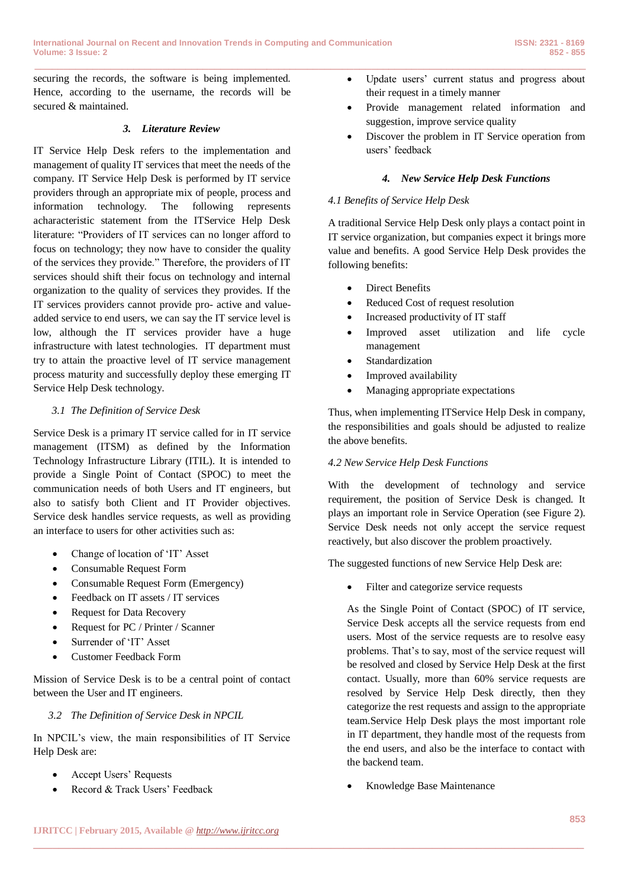securing the records, the software is being implemented. Hence, according to the username, the records will be secured & maintained.

## 3. Literature Review

IT Service Help Desk refers to the implementation and management of quality IT services that meet the needs of the company. IT Service Help Desk is performed by IT service providers through an appropriate mix of people, process and information technology. The following represents acharacteristic statement from the ITService Help Desk literature: "Providers of IT services can no longer afford to focus on technology; they now have to consider the quality of the services they provide." Therefore, the providers of IT services should shift their focus on technology and internal organization to the quality of services they provides. If the IT services providers cannot provide pro- active and value-added service to end users, we can say the IT service level is low, although the IT services provider have a huge infrastructure with latest technologies. IT department must try to attain the proactive level of IT service management process maturity and successfully deploy these emerging IT Service Help Desk technology.

### 3.1 The Definition of Service Desk

Service Desk is a primary IT service called for in IT service management (ITSM) as defined by the Information Technology Infrastructure Library (ITIL). It is intended to provide a Single Point of Contact (SPOC) to meet the communication needs of both Users and IT engineers, but also to satisfy both Client and IT Provider objectives. Service desk handles service requests, as well as providing an interface to users for other activities such as:

- Change of location of 'IT' Asset
- Consumable Request Form
- Consumable Request Form (Emergency)
- Feedback on IT assets / IT services
- Request for Data Recovery
- Request for PC / Printer / Scanner
- Surrender of 'IT' Asset
- Customer Feedback Form

Mission of Service Desk is to be a central point of contact between the User and IT engineers.

### 3.2 The Definition of Service Desk in NPCIL

In NPCIL's view, the main responsibilities of IT Service Help Desk are:

- Accept Users' Requests
- Record & Track Users' Feedback
- Update users' current status and progress about their request in a timely manner
- Provide management related information and suggestion, improve service quality
- Discover the problem in IT Service operation from users' feedback

## 4. New Service Help Desk Functions

### 4.1 Benefits of Service Help Desk

A traditional Service Help Desk only plays a contact point in IT service organization, but companies expect it brings more value and benefits. A good Service Help Desk provides the following benefits:

- Direct Benefits
- Reduced Cost of request resolution
- Increased productivity of IT staff
- Improved asset utilization and life cycle management
- Standardization
- Improved availability
- Managing appropriate expectations

Thus, when implementing ITService Help Desk in company, the responsibilities and goals should be adjusted to realize the above benefits.

### 4.2 New Service Help Desk Functions

With the development of technology and service requirement, the position of Service Desk is changed. It plays an important role in Service Operation (see Figure 2). Service Desk needs not only accept the service request reactively, but also discover the problem proactively.

The suggested functions of new Service Help Desk are:

- Filter and categorize service requests

  As the Single Point of Contact (SPOC) of IT service, Service Desk accepts all the service requests from end users. Most of the service requests are to resolve easy problems. That's to say, most of the service request will be resolved and closed by Service Help Desk at the first contact. Usually, more than 60% service requests are resolved by Service Help Desk directly, then they categorize the rest requests and assign to the appropriate team.Service Help Desk plays the most important role in IT department, they handle most of the requests from the end users, and also be the interface to contact with the backend team.

- Knowledge Base Maintenance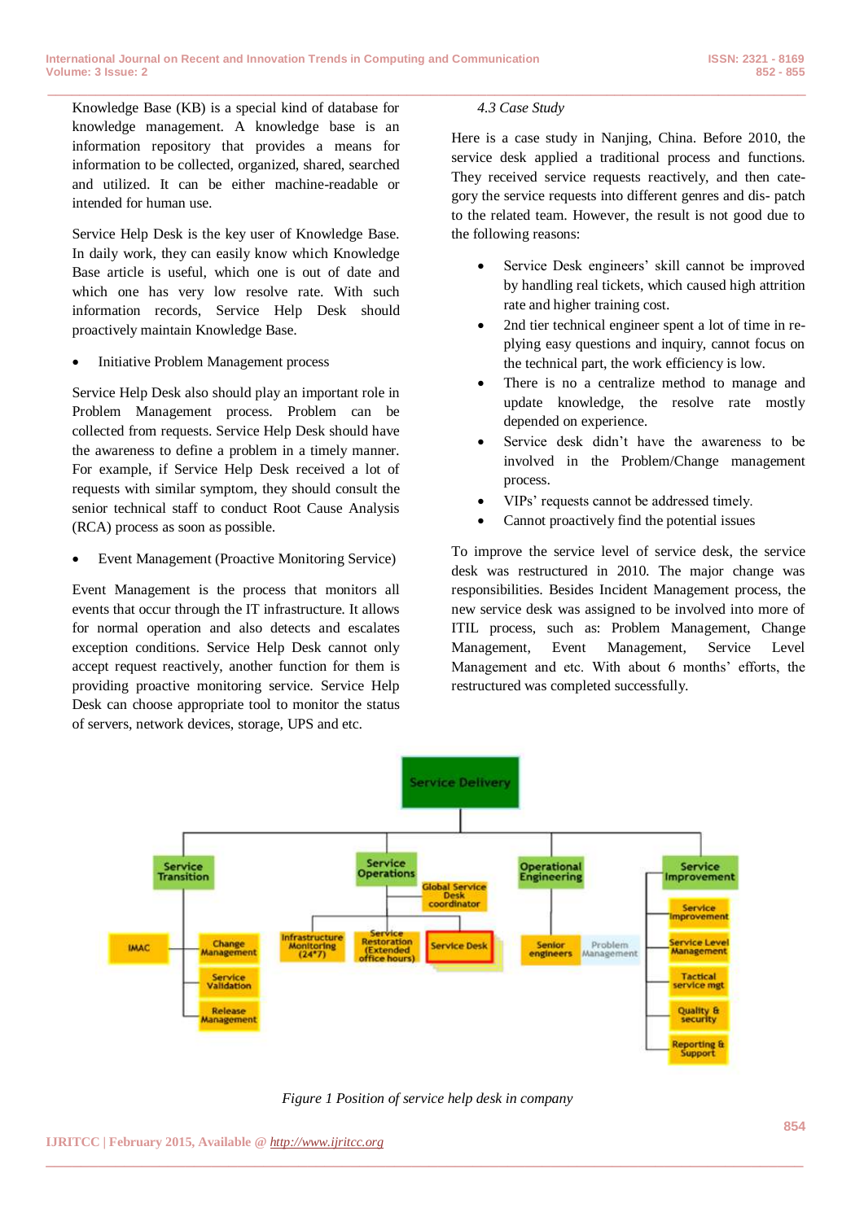Knowledge Base (KB) is a special kind of database for knowledge management. A knowledge base is an information repository that provides a means for information to be collected, organized, shared, searched and utilized. It can be either machine-readable or intended for human use.

Service Help Desk is the key user of Knowledge Base. In daily work, they can easily know which Knowledge Base article is useful, which one is out of date and which one has very low resolve rate. With such information records, Service Help Desk should proactively maintain Knowledge Base.

- Initiative Problem Management process

Service Help Desk also should play an important role in Problem Management process. Problem can be collected from requests. Service Help Desk should have the awareness to define a problem in a timely manner. For example, if Service Help Desk received a lot of requests with similar symptom, they should consult the senior technical staff to conduct Root Cause Analysis (RCA) process as soon as possible.

- Event Management (Proactive Monitoring Service)

Event Management is the process that monitors all events that occur through the IT infrastructure. It allows for normal operation and also detects and escalates exception conditions. Service Help Desk cannot only accept request reactively, another function for them is providing proactive monitoring service. Service Help Desk can choose appropriate tool to monitor the status of servers, network devices, storage, UPS and etc.

*4.3 Case Study*

Here is a case study in Nanjing, China. Before 2010, the service desk applied a traditional process and functions. They received service requests reactively, and then cate- gory the service requests into different genres and dis- patch to the related team. However, the result is not good due to the following reasons:

- Service Desk engineers' skill cannot be improved by handling real tickets, which caused high attrition rate and higher training cost.
- 2nd tier technical engineer spent a lot of time in re- plying easy questions and inquiry, cannot focus on the technical part, the work efficiency is low.
- There is no a centralize method to manage and update knowledge, the resolve rate mostly depended on experience.
- Service desk didn't have the awareness to be involved in the Problem/Change management process.
- VIPs' requests cannot be addressed timely.
- Cannot proactively find the potential issues

To improve the service level of service desk, the service desk was restructured in 2010. The major change was responsibilities. Besides Incident Management process, the new service desk was assigned to be involved into more of ITIL process, such as: Problem Management, Change Management, Event Management, Service Level Management and etc. With about 6 months' efforts, the restructured was completed successfully.

*Figure 1 Position of service help desk in company*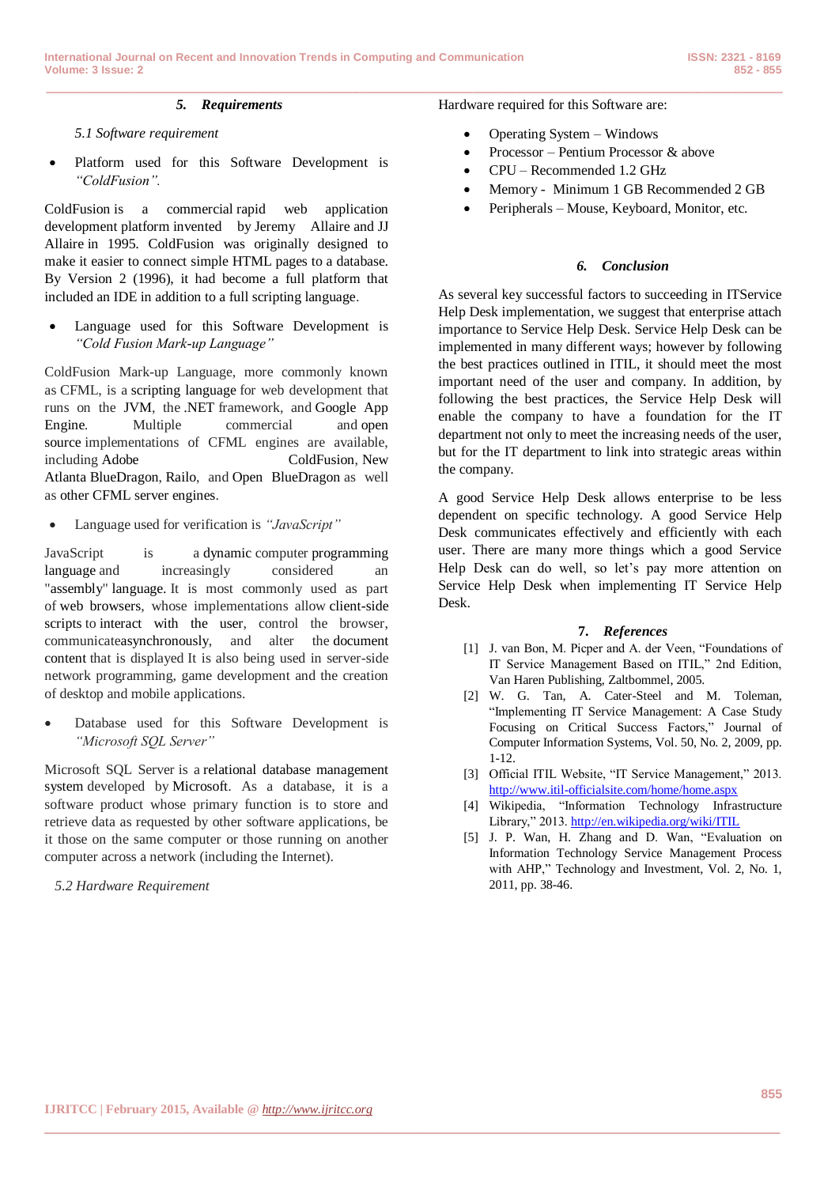## 5. Requirements

*5.1 Software requirement*

- Platform used for this Software Development is *"ColdFusion".*

ColdFusion is a commercial rapid web application development platform invented by Jeremy Allaire and JJ Allaire in 1995. ColdFusion was originally designed to make it easier to connect simple HTML pages to a database. By Version 2 (1996), it had become a full platform that included an IDE in addition to a full scripting language.

- Language used for this Software Development is *"Cold Fusion Mark-up Language"*

ColdFusion Mark-up Language, more commonly known as CFML, is a scripting language for web development that runs on the JVM, the .NET framework, and Google App Engine. Multiple commercial and open source implementations of CFML engines are available, including Adobe ColdFusion, New Atlanta BlueDragon, Railo, and Open BlueDragon as well as other CFML server engines.

- Language used for verification is *"JavaScript"*

JavaScript is a dynamic computer programming language and increasingly considered an "assembly" language. It is most commonly used as part of web browsers, whose implementations allow client-side scripts to interact with the user, control the browser, communicateasynchronously, and alter the document content that is displayed It is also being used in server-side network programming, game development and the creation of desktop and mobile applications.

- Database used for this Software Development is *"Microsoft SQL Server"*

Microsoft SQL Server is a relational database management system developed by Microsoft. As a database, it is a software product whose primary function is to store and retrieve data as requested by other software applications, be it those on the same computer or those running on another computer across a network (including the Internet).

*5.2 Hardware Requirement*

Hardware required for this Software are:

- Operating System – Windows
- Processor – Pentium Processor & above
- CPU – Recommended 1.2 GHz
- Memory - Minimum 1 GB Recommended 2 GB
- Peripherals – Mouse, Keyboard, Monitor, etc.

## 6. Conclusion

As several key successful factors to succeeding in ITService Help Desk implementation, we suggest that enterprise attach importance to Service Help Desk. Service Help Desk can be implemented in many different ways; however by following the best practices outlined in ITIL, it should meet the most important need of the user and company. In addition, by following the best practices, the Service Help Desk will enable the company to have a foundation for the IT department not only to meet the increasing needs of the user, but for the IT department to link into strategic areas within the company.

A good Service Help Desk allows enterprise to be less dependent on specific technology. A good Service Help Desk communicates effectively and efficiently with each user. There are many more things which a good Service Help Desk can do well, so let's pay more attention on Service Help Desk when implementing IT Service Help Desk.

## 7. References

[1] J. van Bon, M. Picper and A. der Veen, "Foundations of IT Service Management Based on ITIL," 2nd Edition, Van Haren Publishing, Zaltbommel, 2005.

[2] W. G. Tan, A. Cater-Steel and M. Toleman, "Implementing IT Service Management: A Case Study Focusing on Critical Success Factors," Journal of Computer Information Systems, Vol. 50, No. 2, 2009, pp. 1-12.

[3] Official ITIL Website, "IT Service Management," 2013. http://www.itil-officialsite.com/home/home.aspx

[4] Wikipedia, "Information Technology Infrastructure Library," 2013. http://en.wikipedia.org/wiki/ITIL

[5] J. P. Wan, H. Zhang and D. Wan, "Evaluation on Information Technology Service Management Process with AHP," Technology and Investment, Vol. 2, No. 1, 2011, pp. 38-46.